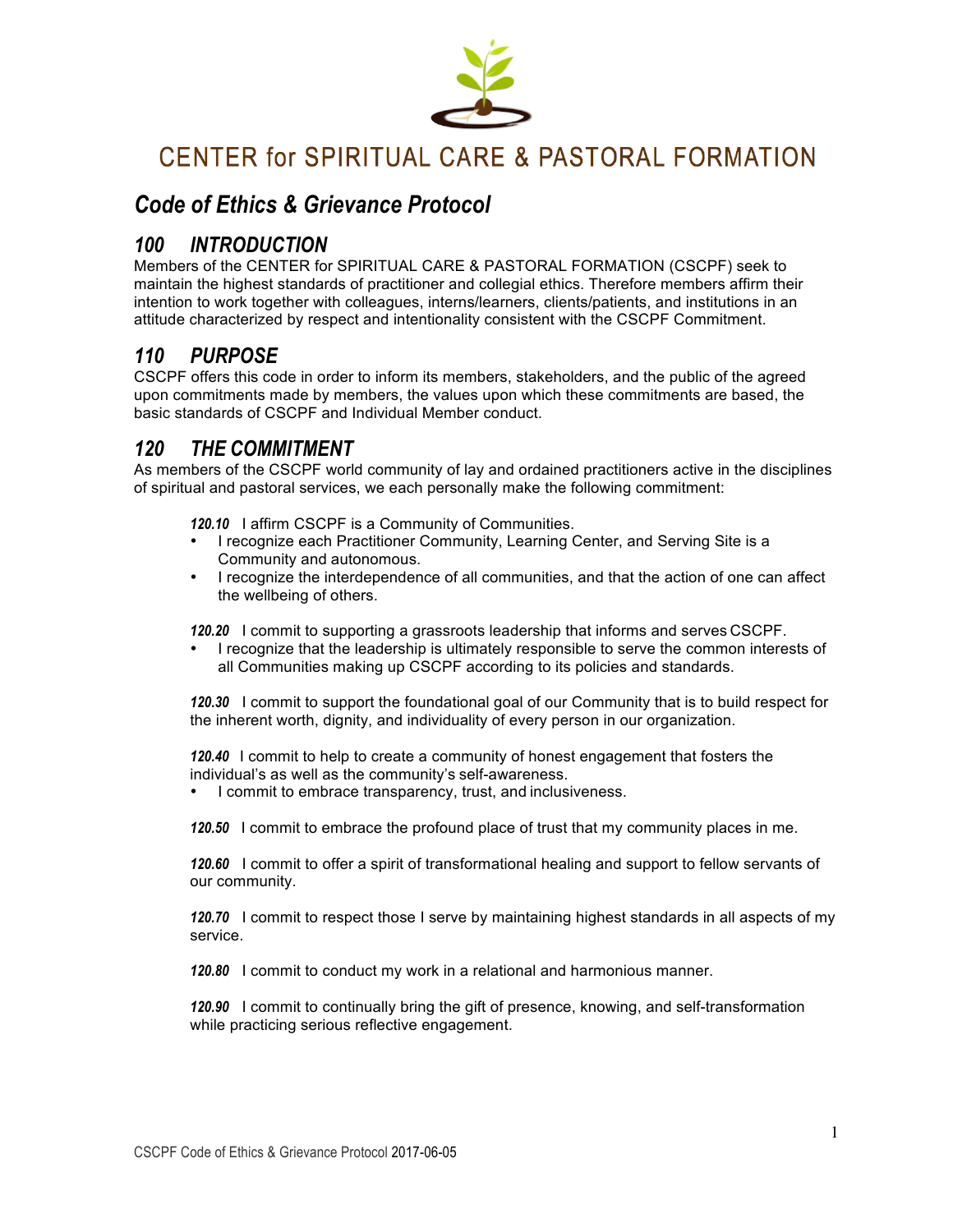# CENTER for SPIRITUAL CARE & PASTORAL FORMATION

## *Code of Ethics & Grievance Protocol*

## *100 INTRODUCTION*

Members of the CENTER for SPIRITUAL CARE & PASTORAL FORMATION (CSCPF) seek to maintain the highest standards of practitioner and collegial ethics. Therefore members affirm their intention to work together with colleagues, interns/learners, clients/patients, and institutions in an attitude characterized by respect and intentionality consistent with the CSCPF Commitment.

## *110 PURPOSE*

CSCPF offers this code in order to inform its members, stakeholders, and the public of the agreed upon commitments made by members, the values upon which these commitments are based, the basic standards of CSCPF and Individual Member conduct.

## *120 THE COMMITMENT*

As members of the CSCPF world community of lay and ordained practitioners active in the disciplines of spiritual and pastoral services, we each personally make the following commitment:

***120.10*** I affirm CSCPF is a Community of Communities.

- I recognize each Practitioner Community, Learning Center, and Serving Site is a Community and autonomous.
- I recognize the interdependence of all communities, and that the action of one can affect the wellbeing of others.

***120.20*** I commit to supporting a grassroots leadership that informs and serves CSCPF.

- I recognize that the leadership is ultimately responsible to serve the common interests of all Communities making up CSCPF according to its policies and standards.

***120.30*** I commit to support the foundational goal of our Community that is to build respect for the inherent worth, dignity, and individuality of every person in our organization.

***120.40*** I commit to help to create a community of honest engagement that fosters the individual's as well as the community's self-awareness.

- I commit to embrace transparency, trust, and inclusiveness.

***120.50*** I commit to embrace the profound place of trust that my community places in me.

***120.60*** I commit to offer a spirit of transformational healing and support to fellow servants of our community.

***120.70*** I commit to respect those I serve by maintaining highest standards in all aspects of my service.

***120.80*** I commit to conduct my work in a relational and harmonious manner.

***120.90*** I commit to continually bring the gift of presence, knowing, and self-transformation while practicing serious reflective engagement.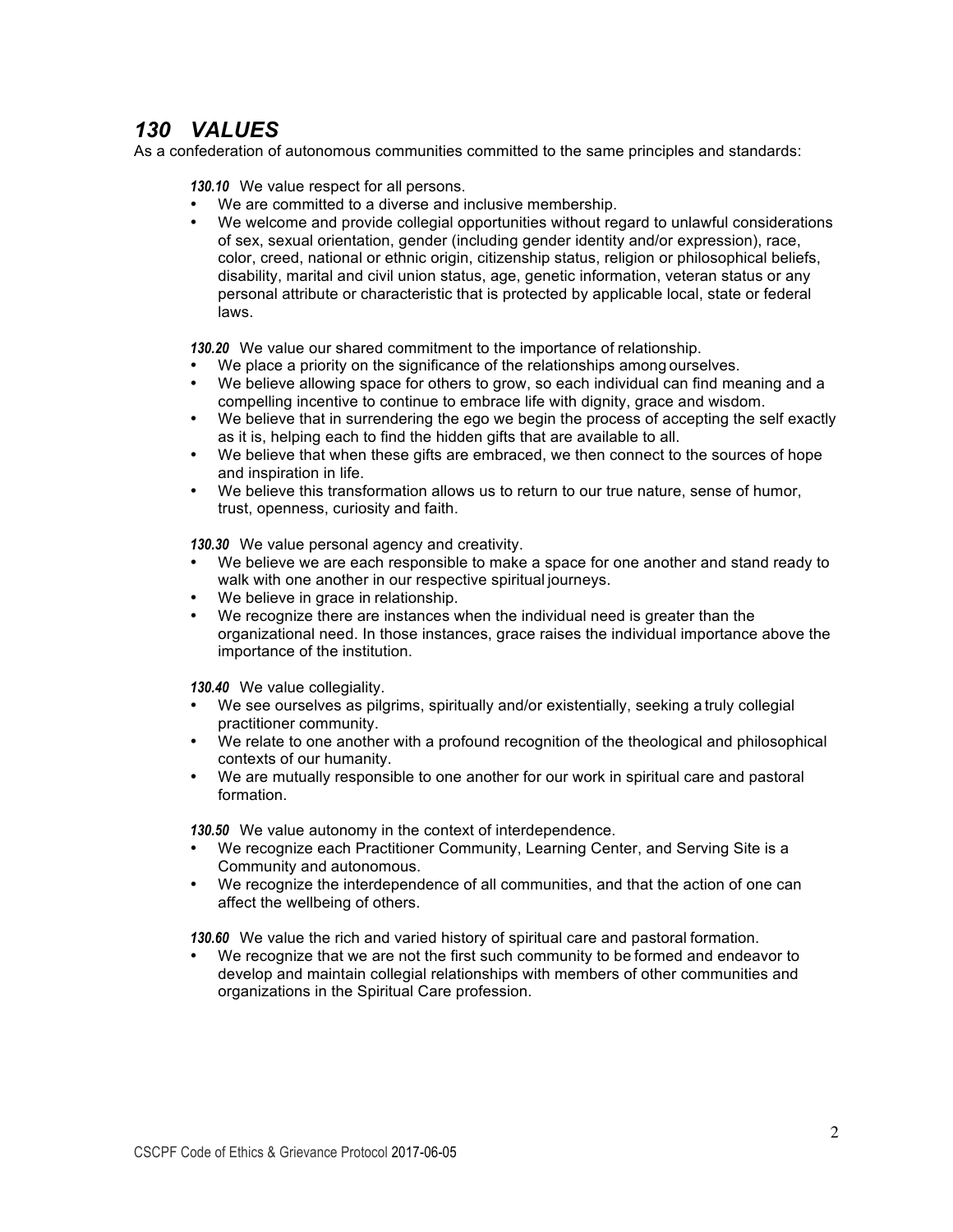## *130 VALUES*

As a confederation of autonomous communities committed to the same principles and standards:

***130.10*** We value respect for all persons.

- We are committed to a diverse and inclusive membership.
- We welcome and provide collegial opportunities without regard to unlawful considerations of sex, sexual orientation, gender (including gender identity and/or expression), race, color, creed, national or ethnic origin, citizenship status, religion or philosophical beliefs, disability, marital and civil union status, age, genetic information, veteran status or any personal attribute or characteristic that is protected by applicable local, state or federal laws.

***130.20*** We value our shared commitment to the importance of relationship.

- We place a priority on the significance of the relationships among ourselves.
- We believe allowing space for others to grow, so each individual can find meaning and a compelling incentive to continue to embrace life with dignity, grace and wisdom.
- We believe that in surrendering the ego we begin the process of accepting the self exactly as it is, helping each to find the hidden gifts that are available to all.
- We believe that when these gifts are embraced, we then connect to the sources of hope and inspiration in life.
- We believe this transformation allows us to return to our true nature, sense of humor, trust, openness, curiosity and faith.

***130.30*** We value personal agency and creativity.

- We believe we are each responsible to make a space for one another and stand ready to walk with one another in our respective spiritual journeys.
- We believe in grace in relationship.
- We recognize there are instances when the individual need is greater than the organizational need. In those instances, grace raises the individual importance above the importance of the institution.

***130.40*** We value collegiality.

- We see ourselves as pilgrims, spiritually and/or existentially, seeking a truly collegial practitioner community.
- We relate to one another with a profound recognition of the theological and philosophical contexts of our humanity.
- We are mutually responsible to one another for our work in spiritual care and pastoral formation.

***130.50*** We value autonomy in the context of interdependence.

- We recognize each Practitioner Community, Learning Center, and Serving Site is a Community and autonomous.
- We recognize the interdependence of all communities, and that the action of one can affect the wellbeing of others.

***130.60*** We value the rich and varied history of spiritual care and pastoral formation.

- We recognize that we are not the first such community to be formed and endeavor to develop and maintain collegial relationships with members of other communities and organizations in the Spiritual Care profession.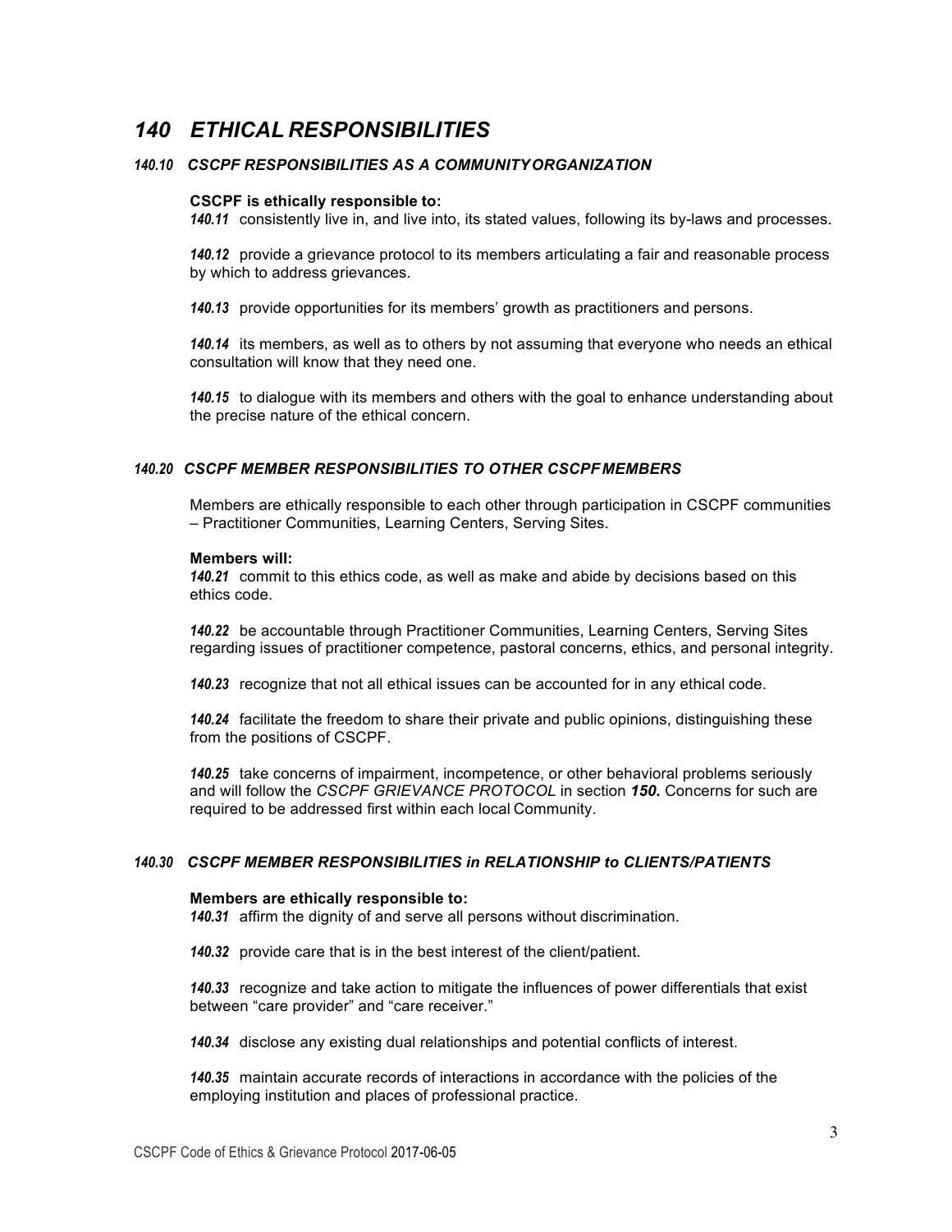# *140 ETHICAL RESPONSIBILITIES*

### *140.10 CSCPF RESPONSIBILITIES AS A COMMUNITY ORGANIZATION*

**CSCPF is ethically responsible to:**

***140.11*** consistently live in, and live into, its stated values, following its by-laws and processes.

***140.12*** provide a grievance protocol to its members articulating a fair and reasonable process by which to address grievances.

***140.13*** provide opportunities for its members' growth as practitioners and persons.

***140.14*** its members, as well as to others by not assuming that everyone who needs an ethical consultation will know that they need one.

***140.15*** to dialogue with its members and others with the goal to enhance understanding about the precise nature of the ethical concern.

### *140.20 CSCPF MEMBER RESPONSIBILITIES TO OTHER CSCPF MEMBERS*

Members are ethically responsible to each other through participation in CSCPF communities – Practitioner Communities, Learning Centers, Serving Sites.

**Members will:**

***140.21*** commit to this ethics code, as well as make and abide by decisions based on this ethics code.

***140.22*** be accountable through Practitioner Communities, Learning Centers, Serving Sites regarding issues of practitioner competence, pastoral concerns, ethics, and personal integrity.

***140.23*** recognize that not all ethical issues can be accounted for in any ethical code.

***140.24*** facilitate the freedom to share their private and public opinions, distinguishing these from the positions of CSCPF.

***140.25*** take concerns of impairment, incompetence, or other behavioral problems seriously and will follow the *CSCPF GRIEVANCE PROTOCOL* in section ***150.*** Concerns for such are required to be addressed first within each local Community.

### *140.30 CSCPF MEMBER RESPONSIBILITIES in RELATIONSHIP to CLIENTS/PATIENTS*

**Members are ethically responsible to:**

***140.31*** affirm the dignity of and serve all persons without discrimination.

***140.32*** provide care that is in the best interest of the client/patient.

***140.33*** recognize and take action to mitigate the influences of power differentials that exist between "care provider" and "care receiver."

***140.34*** disclose any existing dual relationships and potential conflicts of interest.

***140.35*** maintain accurate records of interactions in accordance with the policies of the employing institution and places of professional practice.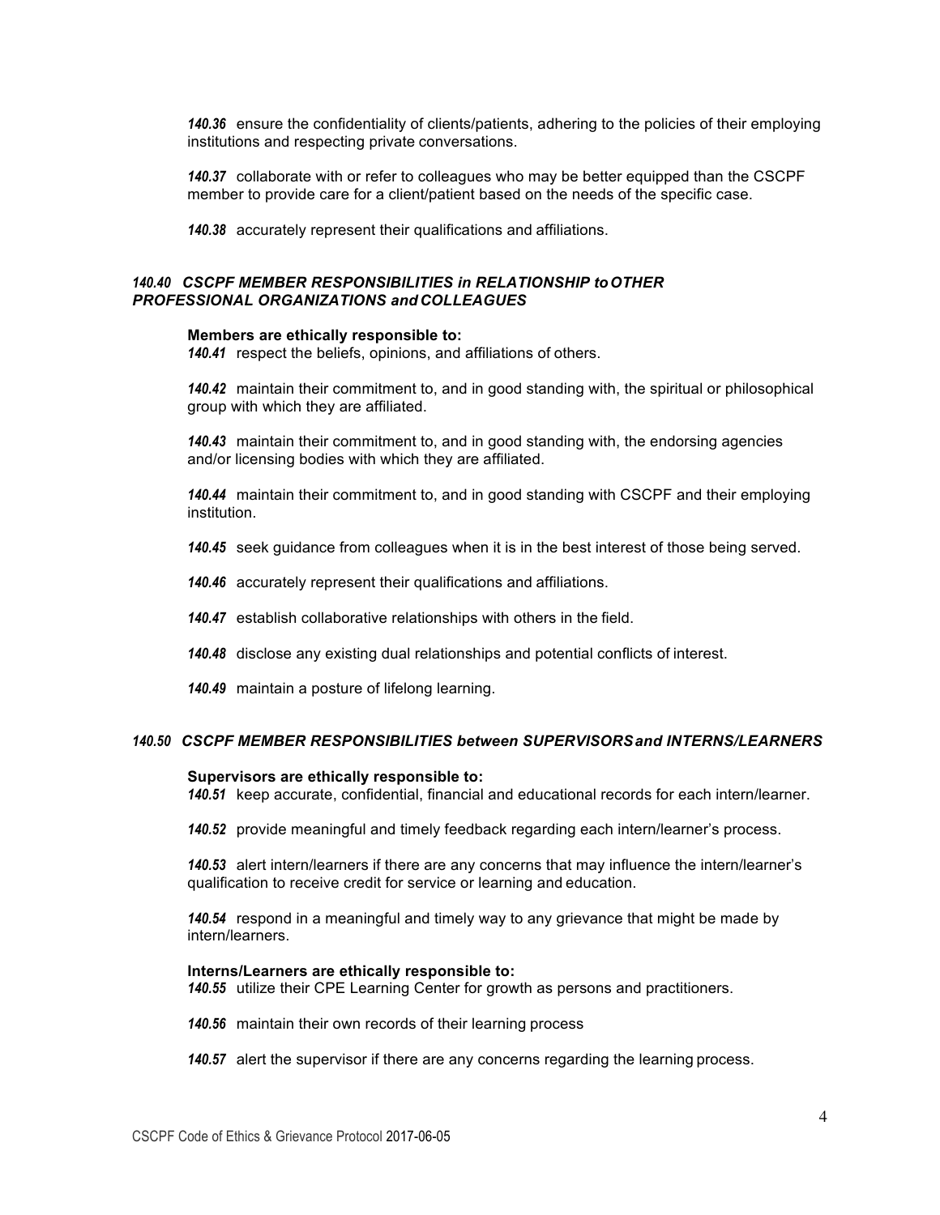***140.36*** ensure the confidentiality of clients/patients, adhering to the policies of their employing institutions and respecting private conversations.

***140.37*** collaborate with or refer to colleagues who may be better equipped than the CSCPF member to provide care for a client/patient based on the needs of the specific case.

***140.38*** accurately represent their qualifications and affiliations.

### *140.40 CSCPF MEMBER RESPONSIBILITIES in RELATIONSHIP to OTHER PROFESSIONAL ORGANIZATIONS and COLLEAGUES*

**Members are ethically responsible to:**

***140.41*** respect the beliefs, opinions, and affiliations of others.

***140.42*** maintain their commitment to, and in good standing with, the spiritual or philosophical group with which they are affiliated.

***140.43*** maintain their commitment to, and in good standing with, the endorsing agencies and/or licensing bodies with which they are affiliated.

***140.44*** maintain their commitment to, and in good standing with CSCPF and their employing institution.

***140.45*** seek guidance from colleagues when it is in the best interest of those being served.

***140.46*** accurately represent their qualifications and affiliations.

***140.47*** establish collaborative relationships with others in the field.

***140.48*** disclose any existing dual relationships and potential conflicts of interest.

***140.49*** maintain a posture of lifelong learning.

### *140.50 CSCPF MEMBER RESPONSIBILITIES between SUPERVISORS and INTERNS/LEARNERS*

**Supervisors are ethically responsible to:**

***140.51*** keep accurate, confidential, financial and educational records for each intern/learner.

***140.52*** provide meaningful and timely feedback regarding each intern/learner's process.

***140.53*** alert intern/learners if there are any concerns that may influence the intern/learner's qualification to receive credit for service or learning and education.

***140.54*** respond in a meaningful and timely way to any grievance that might be made by intern/learners.

**Interns/Learners are ethically responsible to:**

***140.55*** utilize their CPE Learning Center for growth as persons and practitioners.

***140.56*** maintain their own records of their learning process

***140.57*** alert the supervisor if there are any concerns regarding the learning process.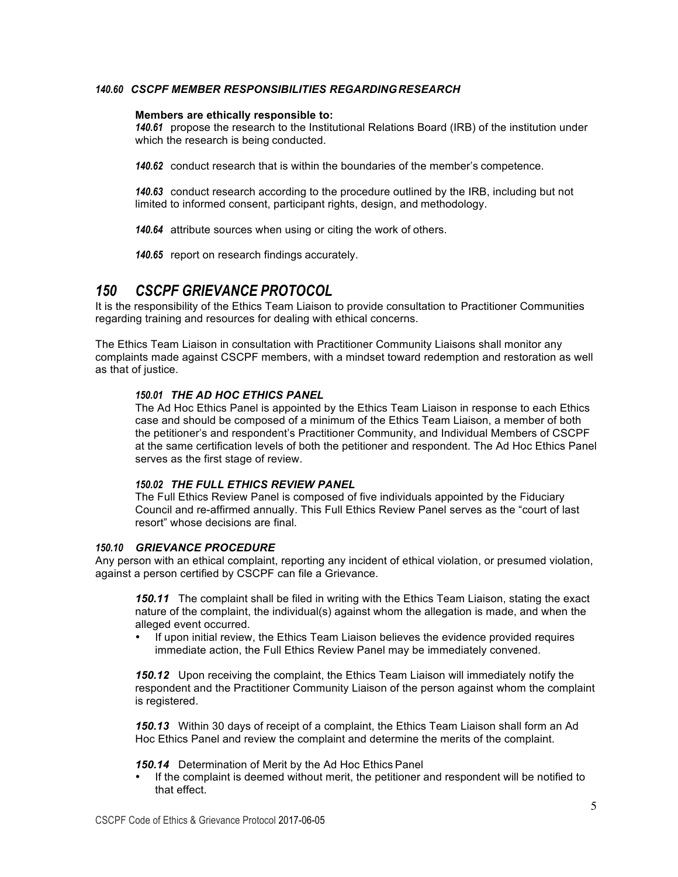#### *140.60 CSCPF MEMBER RESPONSIBILITIES REGARDING RESEARCH*

**Members are ethically responsible to:**

***140.61*** propose the research to the Institutional Relations Board (IRB) of the institution under which the research is being conducted.

***140.62*** conduct research that is within the boundaries of the member's competence.

***140.63*** conduct research according to the procedure outlined by the IRB, including but not limited to informed consent, participant rights, design, and methodology.

***140.64*** attribute sources when using or citing the work of others.

***140.65*** report on research findings accurately.

## *150 CSCPF GRIEVANCE PROTOCOL*

It is the responsibility of the Ethics Team Liaison to provide consultation to Practitioner Communities regarding training and resources for dealing with ethical concerns.

The Ethics Team Liaison in consultation with Practitioner Community Liaisons shall monitor any complaints made against CSCPF members, with a mindset toward redemption and restoration as well as that of justice.

#### *150.01 THE AD HOC ETHICS PANEL*

The Ad Hoc Ethics Panel is appointed by the Ethics Team Liaison in response to each Ethics case and should be composed of a minimum of the Ethics Team Liaison, a member of both the petitioner's and respondent's Practitioner Community, and Individual Members of CSCPF at the same certification levels of both the petitioner and respondent. The Ad Hoc Ethics Panel serves as the first stage of review.

#### *150.02 THE FULL ETHICS REVIEW PANEL*

The Full Ethics Review Panel is composed of five individuals appointed by the Fiduciary Council and re-affirmed annually. This Full Ethics Review Panel serves as the "court of last resort" whose decisions are final.

#### *150.10 GRIEVANCE PROCEDURE*

Any person with an ethical complaint, reporting any incident of ethical violation, or presumed violation, against a person certified by CSCPF can file a Grievance.

***150.11*** The complaint shall be filed in writing with the Ethics Team Liaison, stating the exact nature of the complaint, the individual(s) against whom the allegation is made, and when the alleged event occurred.

- If upon initial review, the Ethics Team Liaison believes the evidence provided requires immediate action, the Full Ethics Review Panel may be immediately convened.

***150.12*** Upon receiving the complaint, the Ethics Team Liaison will immediately notify the respondent and the Practitioner Community Liaison of the person against whom the complaint is registered.

***150.13*** Within 30 days of receipt of a complaint, the Ethics Team Liaison shall form an Ad Hoc Ethics Panel and review the complaint and determine the merits of the complaint.

***150.14*** Determination of Merit by the Ad Hoc Ethics Panel

- If the complaint is deemed without merit, the petitioner and respondent will be notified to that effect.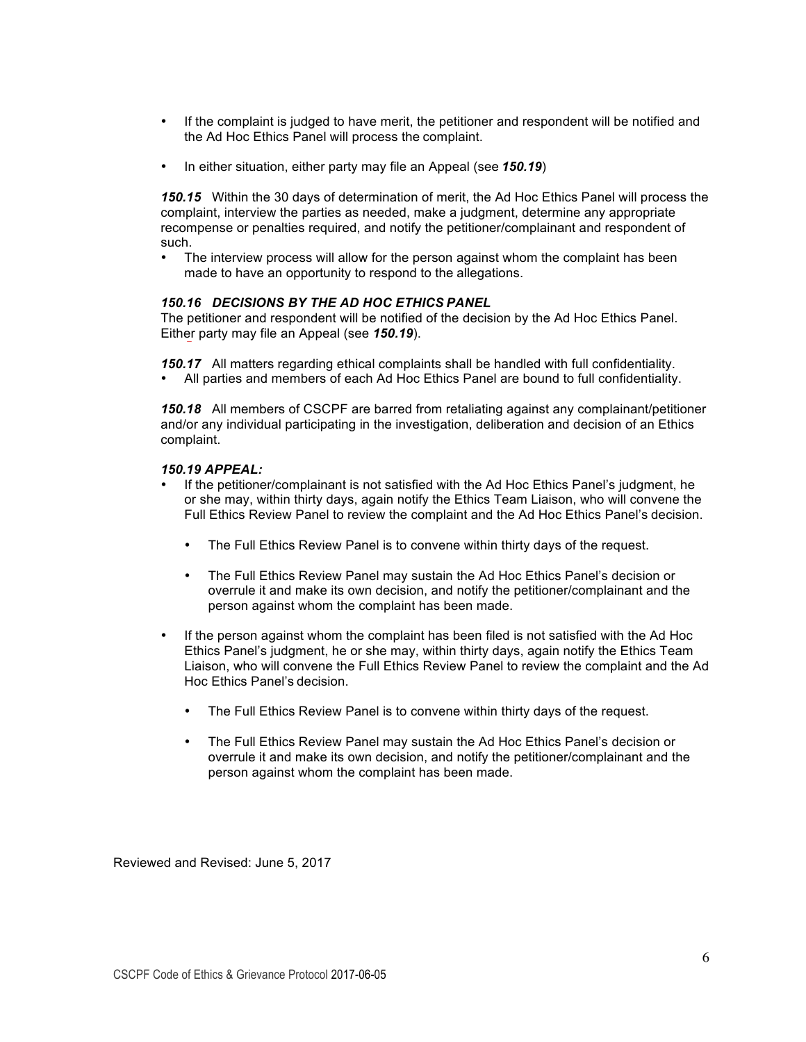- If the complaint is judged to have merit, the petitioner and respondent will be notified and the Ad Hoc Ethics Panel will process the complaint.

- In either situation, either party may file an Appeal (see ***150.19***)

***150.15*** Within the 30 days of determination of merit, the Ad Hoc Ethics Panel will process the complaint, interview the parties as needed, make a judgment, determine any appropriate recompense or penalties required, and notify the petitioner/complainant and respondent of such.

- The interview process will allow for the person against whom the complaint has been made to have an opportunity to respond to the allegations.

***150.16 DECISIONS BY THE AD HOC ETHICS PANEL***

The petitioner and respondent will be notified of the decision by the Ad Hoc Ethics Panel. Either party may file an Appeal (see ***150.19***).

***150.17*** All matters regarding ethical complaints shall be handled with full confidentiality.

- All parties and members of each Ad Hoc Ethics Panel are bound to full confidentiality.

***150.18*** All members of CSCPF are barred from retaliating against any complainant/petitioner and/or any individual participating in the investigation, deliberation and decision of an Ethics complaint.

***150.19 APPEAL:***

- If the petitioner/complainant is not satisfied with the Ad Hoc Ethics Panel's judgment, he or she may, within thirty days, again notify the Ethics Team Liaison, who will convene the Full Ethics Review Panel to review the complaint and the Ad Hoc Ethics Panel's decision.

  - The Full Ethics Review Panel is to convene within thirty days of the request.

  - The Full Ethics Review Panel may sustain the Ad Hoc Ethics Panel's decision or overrule it and make its own decision, and notify the petitioner/complainant and the person against whom the complaint has been made.

- If the person against whom the complaint has been filed is not satisfied with the Ad Hoc Ethics Panel's judgment, he or she may, within thirty days, again notify the Ethics Team Liaison, who will convene the Full Ethics Review Panel to review the complaint and the Ad Hoc Ethics Panel's decision.

  - The Full Ethics Review Panel is to convene within thirty days of the request.

  - The Full Ethics Review Panel may sustain the Ad Hoc Ethics Panel's decision or overrule it and make its own decision, and notify the petitioner/complainant and the person against whom the complaint has been made.

Reviewed and Revised: June 5, 2017